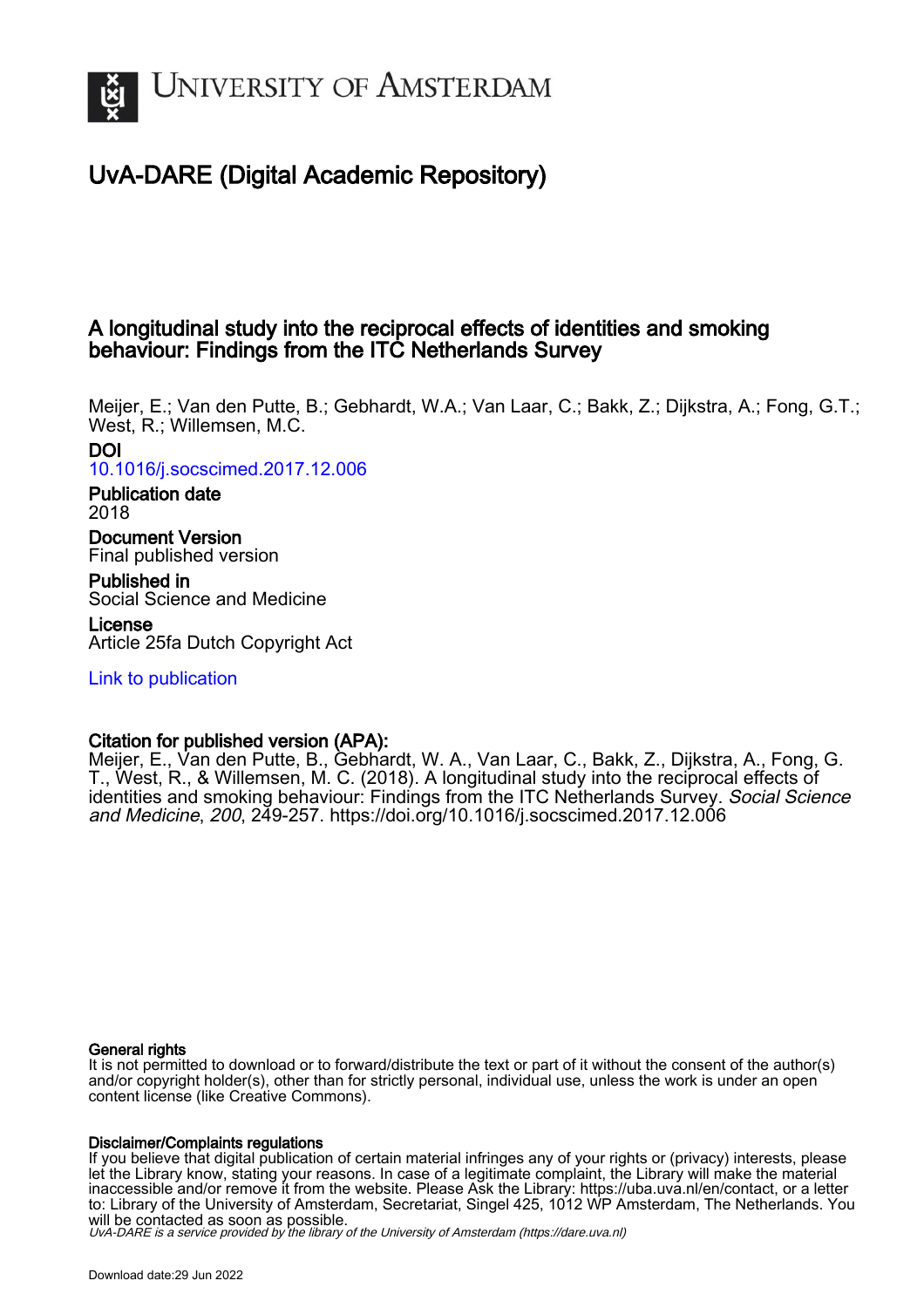# University of Amsterdam

## UvA-DARE (Digital Academic Repository)

### A longitudinal study into the reciprocal effects of identities and smoking behaviour: Findings from the ITC Netherlands Survey

Meijer, E.; Van den Putte, B.; Gebhardt, W.A.; Van Laar, C.; Bakk, Z.; Dijkstra, A.; Fong, G.T.; West, R.; Willemsen, M.C.

**DOI**
10.1016/j.socscimed.2017.12.006

**Publication date**
2018

**Document Version**
Final published version

**Published in**
Social Science and Medicine

**License**
Article 25fa Dutch Copyright Act

Link to publication

**Citation for published version (APA):**
Meijer, E., Van den Putte, B., Gebhardt, W. A., Van Laar, C., Bakk, Z., Dijkstra, A., Fong, G. T., West, R., & Willemsen, M. C. (2018). A longitudinal study into the reciprocal effects of identities and smoking behaviour: Findings from the ITC Netherlands Survey. *Social Science and Medicine*, *200*, 249-257. https://doi.org/10.1016/j.socscimed.2017.12.006

**General rights**
It is not permitted to download or to forward/distribute the text or part of it without the consent of the author(s) and/or copyright holder(s), other than for strictly personal, individual use, unless the work is under an open content license (like Creative Commons).

**Disclaimer/Complaints regulations**
If you believe that digital publication of certain material infringes any of your rights or (privacy) interests, please let the Library know, stating your reasons. In case of a legitimate complaint, the Library will make the material inaccessible and/or remove it from the website. Please Ask the Library: https://uba.uva.nl/en/contact, or a letter to: Library of the University of Amsterdam, Secretariat, Singel 425, 1012 WP Amsterdam, The Netherlands. You will be contacted as soon as possible.

*UvA-DARE is a service provided by the library of the University of Amsterdam (https://dare.uva.nl)*

Download date:29 Jun 2022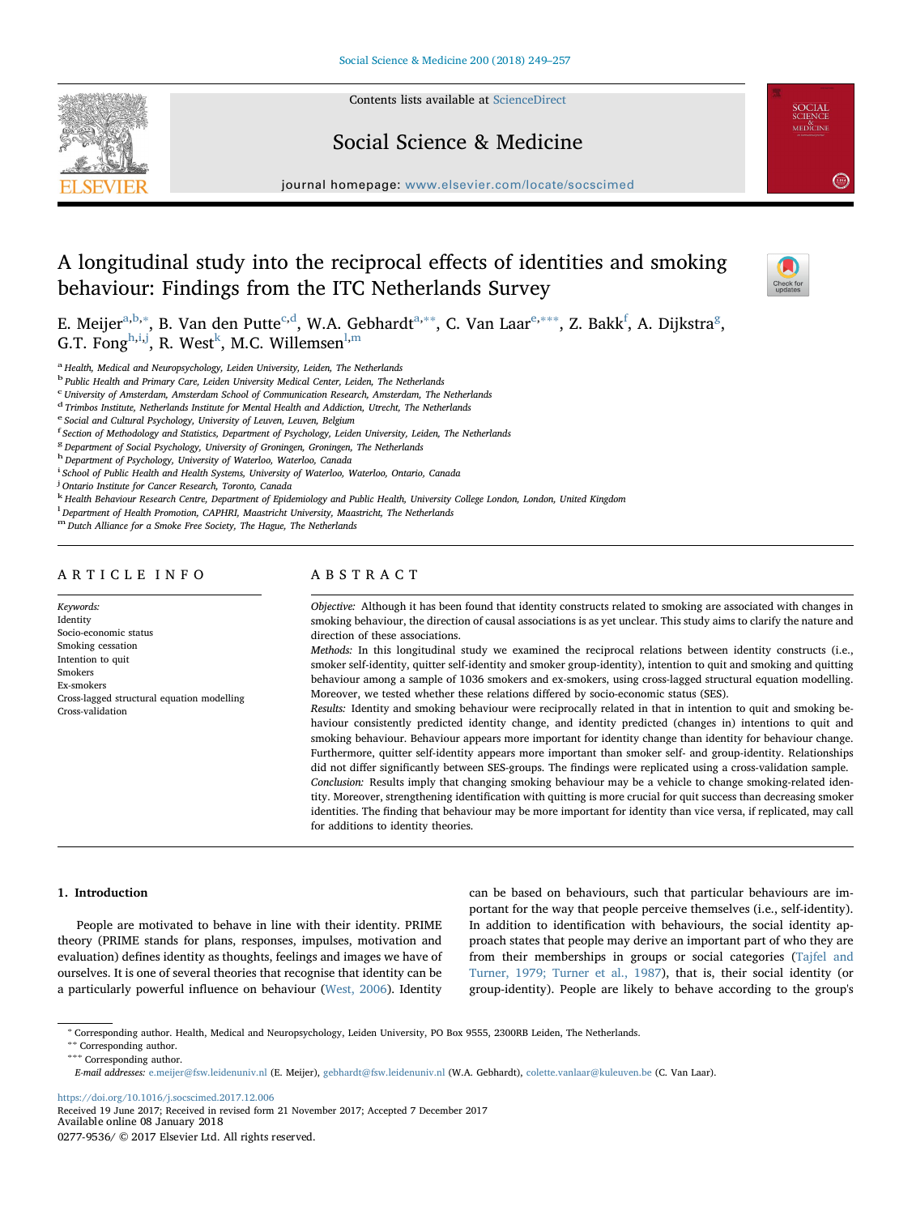# A longitudinal study into the reciprocal effects of identities and smoking behaviour: Findings from the ITC Netherlands Survey

E. Meijer[a,b,*], B. Van den Putte[c,d], W.A. Gebhardt[a,**], C. Van Laar[e,***], Z. Bakk[f], A. Dijkstra[g], G.T. Fong[h,i,j], R. West[k], M.C. Willemsen[l,m]

[a] Health, Medical and Neuropsychology, Leiden University, Leiden, The Netherlands
[b] Public Health and Primary Care, Leiden University Medical Center, Leiden, The Netherlands
[c] University of Amsterdam, Amsterdam School of Communication Research, Amsterdam, The Netherlands
[d] Trimbos Institute, Netherlands Institute for Mental Health and Addiction, Utrecht, The Netherlands
[e] Social and Cultural Psychology, University of Leuven, Leuven, Belgium
[f] Section of Methodology and Statistics, Department of Psychology, Leiden University, Leiden, The Netherlands
[g] Department of Social Psychology, University of Groningen, Groningen, The Netherlands
[h] Department of Psychology, University of Waterloo, Waterloo, Canada
[i] School of Public Health and Health Systems, University of Waterloo, Waterloo, Ontario, Canada
[j] Ontario Institute for Cancer Research, Toronto, Canada
[k] Health Behaviour Research Centre, Department of Epidemiology and Public Health, University College London, London, United Kingdom
[l] Department of Health Promotion, CAPHRI, Maastricht University, Maastricht, The Netherlands
[m] Dutch Alliance for a Smoke Free Society, The Hague, The Netherlands

## ARTICLE INFO

*Keywords:*
Identity
Socio-economic status
Smoking cessation
Intention to quit
Smokers
Ex-smokers
Cross-lagged structural equation modelling
Cross-validation

## ABSTRACT

*Objective:* Although it has been found that identity constructs related to smoking are associated with changes in smoking behaviour, the direction of causal associations is as yet unclear. This study aims to clarify the nature and direction of these associations.

*Methods:* In this longitudinal study we examined the reciprocal relations between identity constructs (i.e., smoker self-identity, quitter self-identity and smoker group-identity), intention to quit and smoking and quitting behaviour among a sample of 1036 smokers and ex-smokers, using cross-lagged structural equation modelling. Moreover, we tested whether these relations differed by socio-economic status (SES).

*Results:* Identity and smoking behaviour were reciprocally related in that in intention to quit and smoking behaviour consistently predicted identity change, and identity predicted (changes in) intentions to quit and smoking behaviour. Behaviour appears more important for identity change than identity for behaviour change. Furthermore, quitter self-identity appears more important than smoker self- and group-identity. Relationships did not differ significantly between SES-groups. The findings were replicated using a cross-validation sample.

*Conclusion:* Results imply that changing smoking behaviour may be a vehicle to change smoking-related identity. Moreover, strengthening identification with quitting is more crucial for quit success than decreasing smoker identities. The finding that behaviour may be more important for identity than vice versa, if replicated, may call for additions to identity theories.

## 1. Introduction

People are motivated to behave in line with their identity. PRIME theory (PRIME stands for plans, responses, impulses, motivation and evaluation) defines identity as thoughts, feelings and images we have of ourselves. It is one of several theories that recognise that identity can be a particularly powerful influence on behaviour (West, 2006). Identity can be based on behaviours, such that particular behaviours are important for the way that people perceive themselves (i.e., self-identity). In addition to identification with behaviours, the social identity approach states that people may derive an important part of who they are from their memberships in groups or social categories (Tajfel and Turner, 1979; Turner et al., 1987), that is, their social identity (or group-identity). People are likely to behave according to the group's

* Corresponding author. Health, Medical and Neuropsychology, Leiden University, PO Box 9555, 2300RB Leiden, The Netherlands.
** Corresponding author.
*** Corresponding author.
*E-mail addresses:* e.meijer@fsw.leidenuniv.nl (E. Meijer), gebhardt@fsw.leidenuniv.nl (W.A. Gebhardt), colette.vanlaar@kuleuven.be (C. Van Laar).

https://doi.org/10.1016/j.socscimed.2017.12.006
Received 19 June 2017; Received in revised form 21 November 2017; Accepted 7 December 2017
Available online 08 January 2018
0277-9536/ © 2017 Elsevier Ltd. All rights reserved.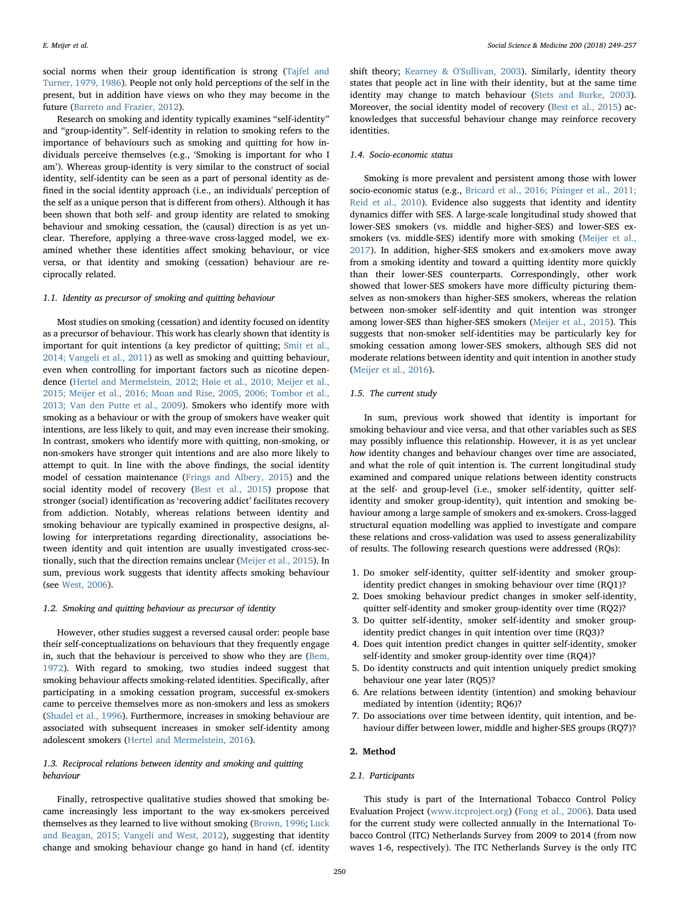social norms when their group identification is strong (Tajfel and Turner, 1979, 1986). People not only hold perceptions of the self in the present, but in addition have views on who they may become in the future (Barreto and Frazier, 2012).

Research on smoking and identity typically examines "self-identity" and "group-identity". Self-identity in relation to smoking refers to the importance of behaviours such as smoking and quitting for how individuals perceive themselves (e.g., 'Smoking is important for who I am'). Whereas group-identity is very similar to the construct of social identity, self-identity can be seen as a part of personal identity as defined in the social identity approach (i.e., an individuals' perception of the self as a unique person that is different from others). Although it has been shown that both self- and group identity are related to smoking behaviour and smoking cessation, the (causal) direction is as yet unclear. Therefore, applying a three-wave cross-lagged model, we examined whether these identities affect smoking behaviour, or vice versa, or that identity and smoking (cessation) behaviour are reciprocally related.

### 1.1. Identity as precursor of smoking and quitting behaviour

Most studies on smoking (cessation) and identity focused on identity as a precursor of behaviour. This work has clearly shown that identity is important for quit intentions (a key predictor of quitting; Smit et al., 2014; Vangeli et al., 2011) as well as smoking and quitting behaviour, even when controlling for important factors such as nicotine dependence (Hertel and Mermelstein, 2012; Høie et al., 2010; Meijer et al., 2015; Meijer et al., 2016; Moan and Rise, 2005, 2006; Tombor et al., 2013; Van den Putte et al., 2009). Smokers who identify more with smoking as a behaviour or with the group of smokers have weaker quit intentions, are less likely to quit, and may even increase their smoking. In contrast, smokers who identify more with quitting, non-smoking, or non-smokers have stronger quit intentions and are also more likely to attempt to quit. In line with the above findings, the social identity model of cessation maintenance (Frings and Albery, 2015) and the social identity model of recovery (Best et al., 2015) propose that stronger (social) identification as 'recovering addict' facilitates recovery from addiction. Notably, whereas relations between identity and smoking behaviour are typically examined in prospective designs, allowing for interpretations regarding directionality, associations between identity and quit intention are usually investigated cross-sectionally, such that the direction remains unclear (Meijer et al., 2015). In sum, previous work suggests that identity affects smoking behaviour (see West, 2006).

### 1.2. Smoking and quitting behaviour as precursor of identity

However, other studies suggest a reversed causal order: people base their self-conceptualizations on behaviours that they frequently engage in, such that the behaviour is perceived to show who they are (Bem, 1972). With regard to smoking, two studies indeed suggest that smoking behaviour affects smoking-related identities. Specifically, after participating in a smoking cessation program, successful ex-smokers came to perceive themselves more as non-smokers and less as smokers (Shadel et al., 1996). Furthermore, increases in smoking behaviour are associated with subsequent increases in smoker self-identity among adolescent smokers (Hertel and Mermelstein, 2016).

### 1.3. Reciprocal relations between identity and smoking and quitting behaviour

Finally, retrospective qualitative studies showed that smoking became increasingly less important to the way ex-smokers perceived themselves as they learned to live without smoking (Brown, 1996; Luck and Beagan, 2015; Vangeli and West, 2012), suggesting that identity change and smoking behaviour change go hand in hand (cf. identity shift theory; Kearney & O'Sullivan, 2003). Similarly, identity theory states that people act in line with their identity, but at the same time identity may change to match behaviour (Stets and Burke, 2003). Moreover, the social identity model of recovery (Best et al., 2015) acknowledges that successful behaviour change may reinforce recovery identities.

### 1.4. Socio-economic status

Smoking is more prevalent and persistent among those with lower socio-economic status (e.g., Bricard et al., 2016; Pisinger et al., 2011; Reid et al., 2010). Evidence also suggests that identity and identity dynamics differ with SES. A large-scale longitudinal study showed that lower-SES smokers (vs. middle and higher-SES) and lower-SES ex-smokers (vs. middle-SES) identify more with smoking (Meijer et al., 2017). In addition, higher-SES smokers and ex-smokers move away from a smoking identity and toward a quitting identity more quickly than their lower-SES counterparts. Correspondingly, other work showed that lower-SES smokers have more difficulty picturing themselves as non-smokers than higher-SES smokers, whereas the relation between non-smoker self-identity and quit intention was stronger among lower-SES than higher-SES smokers (Meijer et al., 2015). This suggests that non-smoker self-identities may be particularly key for smoking cessation among lower-SES smokers, although SES did not moderate relations between identity and quit intention in another study (Meijer et al., 2016).

### 1.5. The current study

In sum, previous work showed that identity is important for smoking behaviour and vice versa, and that other variables such as SES may possibly influence this relationship. However, it is as yet unclear *how* identity changes and behaviour changes over time are associated, and what the role of quit intention is. The current longitudinal study examined and compared unique relations between identity constructs at the self- and group-level (i.e., smoker self-identity, quitter self-identity and smoker group-identity), quit intention and smoking behaviour among a large sample of smokers and ex-smokers. Cross-lagged structural equation modelling was applied to investigate and compare these relations and cross-validation was used to assess generalizability of results. The following research questions were addressed (RQs):

1. Do smoker self-identity, quitter self-identity and smoker group-identity predict changes in smoking behaviour over time (RQ1)?
2. Does smoking behaviour predict changes in smoker self-identity, quitter self-identity and smoker group-identity over time (RQ2)?
3. Do quitter self-identity, smoker self-identity and smoker group-identity predict changes in quit intention over time (RQ3)?
4. Does quit intention predict changes in quitter self-identity, smoker self-identity and smoker group-identity over time (RQ4)?
5. Do identity constructs and quit intention uniquely predict smoking behaviour one year later (RQ5)?
6. Are relations between identity (intention) and smoking behaviour mediated by intention (identity; RQ6)?
7. Do associations over time between identity, quit intention, and behaviour differ between lower, middle and higher-SES groups (RQ7)?

## 2. Method

### 2.1. Participants

This study is part of the International Tobacco Control Policy Evaluation Project (www.itcproject.org) (Fong et al., 2006). Data used for the current study were collected annually in the International Tobacco Control (ITC) Netherlands Survey from 2009 to 2014 (from now waves 1-6, respectively). The ITC Netherlands Survey is the only ITC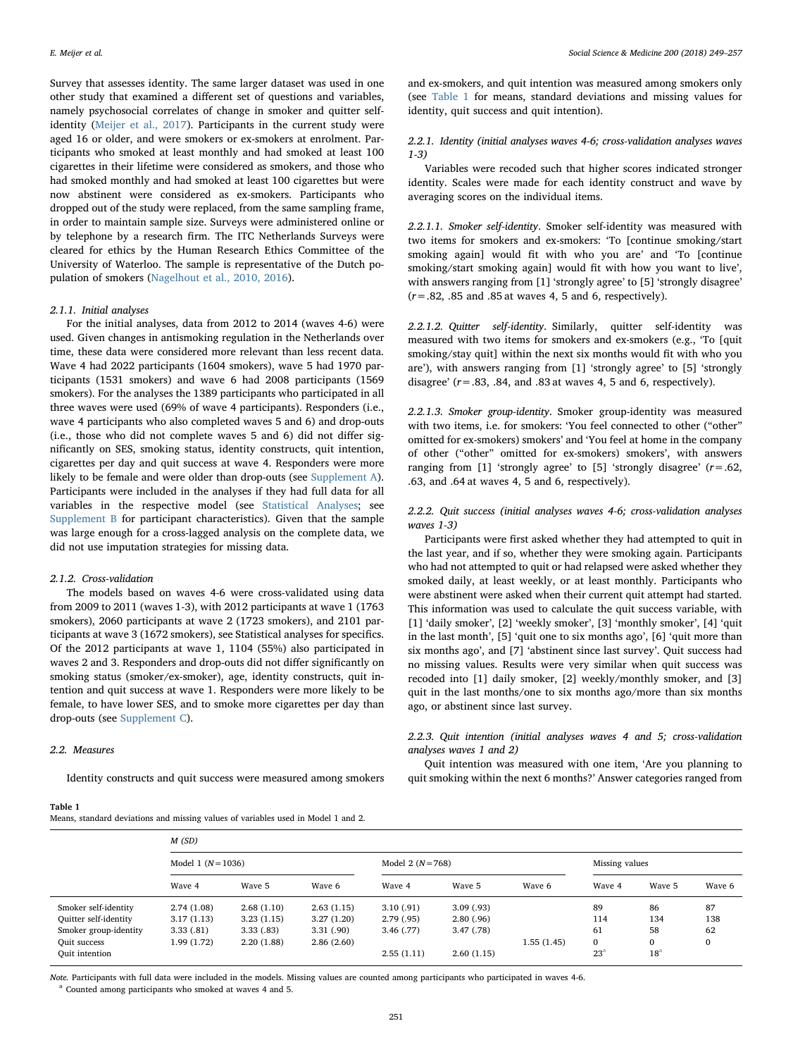Survey that assesses identity. The same larger dataset was used in one other study that examined a different set of questions and variables, namely psychosocial correlates of change in smoker and quitter self-identity (Meijer et al., 2017). Participants in the current study were aged 16 or older, and were smokers or ex-smokers at enrolment. Participants who smoked at least monthly and had smoked at least 100 cigarettes in their lifetime were considered as smokers, and those who had smoked monthly and had smoked at least 100 cigarettes but were now abstinent were considered as ex-smokers. Participants who dropped out of the study were replaced, from the same sampling frame, in order to maintain sample size. Surveys were administered online or by telephone by a research firm. The ITC Netherlands Surveys were cleared for ethics by the Human Research Ethics Committee of the University of Waterloo. The sample is representative of the Dutch population of smokers (Nagelhout et al., 2010, 2016).

#### 2.1.1. Initial analyses

For the initial analyses, data from 2012 to 2014 (waves 4-6) were used. Given changes in antismoking regulation in the Netherlands over time, these data were considered more relevant than less recent data. Wave 4 had 2022 participants (1604 smokers), wave 5 had 1970 participants (1531 smokers) and wave 6 had 2008 participants (1569 smokers). For the analyses the 1389 participants who participated in all three waves were used (69% of wave 4 participants). Responders (i.e., wave 4 participants who also completed waves 5 and 6) and drop-outs (i.e., those who did not complete waves 5 and 6) did not differ significantly on SES, smoking status, identity constructs, quit intention, cigarettes per day and quit success at wave 4. Responders were more likely to be female and were older than drop-outs (see Supplement A). Participants were included in the analyses if they had full data for all variables in the respective model (see Statistical Analyses; see Supplement B for participant characteristics). Given that the sample was large enough for a cross-lagged analysis on the complete data, we did not use imputation strategies for missing data.

#### 2.1.2. Cross-validation

The models based on waves 4-6 were cross-validated using data from 2009 to 2011 (waves 1-3), with 2012 participants at wave 1 (1763 smokers), 2060 participants at wave 2 (1723 smokers), and 2101 participants at wave 3 (1672 smokers), see Statistical analyses for specifics. Of the 2012 participants at wave 1, 1104 (55%) also participated in waves 2 and 3. Responders and drop-outs did not differ significantly on smoking status (smoker/ex-smoker), age, identity constructs, quit intention and quit success at wave 1. Responders were more likely to be female, to have lower SES, and to smoke more cigarettes per day than drop-outs (see Supplement C).

### 2.2. Measures

Identity constructs and quit success were measured among smokers and ex-smokers, and quit intention was measured among smokers only (see Table 1 for means, standard deviations and missing values for identity, quit success and quit intention).

#### 2.2.1. Identity (initial analyses waves 4-6; cross-validation analyses waves 1-3)

Variables were recoded such that higher scores indicated stronger identity. Scales were made for each identity construct and wave by averaging scores on the individual items.

##### 2.2.1.1. Smoker self-identity

Smoker self-identity was measured with two items for smokers and ex-smokers: 'To [continue smoking/start smoking again] would fit with who you are' and 'To [continue smoking/start smoking again] would fit with how you want to live', with answers ranging from [1] 'strongly agree' to [5] 'strongly disagree' ($r = .82$, .85 and .85 at waves 4, 5 and 6, respectively).

##### 2.2.1.2. Quitter self-identity

Similarly, quitter self-identity was measured with two items for smokers and ex-smokers (e.g., 'To [quit smoking/stay quit] within the next six months would fit with who you are'), with answers ranging from [1] 'strongly agree' to [5] 'strongly disagree' ($r = .83$, .84, and .83 at waves 4, 5 and 6, respectively).

##### 2.2.1.3. Smoker group-identity

Smoker group-identity was measured with two items, i.e. for smokers: 'You feel connected to other ("other" omitted for ex-smokers) smokers' and 'You feel at home in the company of other ("other" omitted for ex-smokers) smokers', with answers ranging from [1] 'strongly agree' to [5] 'strongly disagree' ($r = .62$, .63, and .64 at waves 4, 5 and 6, respectively).

#### 2.2.2. Quit success (initial analyses waves 4-6; cross-validation analyses waves 1-3)

Participants were first asked whether they had attempted to quit in the last year, and if so, whether they were smoking again. Participants who had not attempted to quit or had relapsed were asked whether they smoked daily, at least weekly, or at least monthly. Participants who were abstinent were asked when their current quit attempt had started. This information was used to calculate the quit success variable, with [1] 'daily smoker', [2] 'weekly smoker', [3] 'monthly smoker', [4] 'quit in the last month', [5] 'quit one to six months ago', [6] 'quit more than six months ago', and [7] 'abstinent since last survey'. Quit success had no missing values. Results were very similar when quit success was recoded into [1] daily smoker, [2] weekly/monthly smoker, and [3] quit in the last months/one to six months ago/more than six months ago, or abstinent since last survey.

#### 2.2.3. Quit intention (initial analyses waves 4 and 5; cross-validation analyses waves 1 and 2)

Quit intention was measured with one item, 'Are you planning to quit smoking within the next 6 months?' Answer categories ranged from

**Table 1**
Means, standard deviations and missing values of variables used in Model 1 and 2.

| | M (SD) | | | | | | | | |
|---|---|---|---|---|---|---|---|---|---|
| | Model 1 (N = 1036) | | | Model 2 (N = 768) | | | Missing values | | |
| | Wave 4 | Wave 5 | Wave 6 | Wave 4 | Wave 5 | Wave 6 | Wave 4 | Wave 5 | Wave 6 |
| Smoker self-identity | 2.74 (1.08) | 2.68 (1.10) | 2.63 (1.15) | 3.10 (.91) | 3.09 (.93) | | 89 | 86 | 87 |
| Quitter self-identity | 3.17 (1.13) | 3.23 (1.15) | 3.27 (1.20) | 2.79 (.95) | 2.80 (.96) | | 114 | 134 | 138 |
| Smoker group-identity | 3.33 (.81) | 3.33 (.83) | 3.31 (.90) | 3.46 (.77) | 3.47 (.78) | | 61 | 58 | 62 |
| Quit success | 1.99 (1.72) | 2.20 (1.88) | 2.86 (2.60) | | | 1.55 (1.45) | 0 | 0 | 0 |
| Quit intention | | | | 2.55 (1.11) | 2.60 (1.15) | | 23[a] | 18[a] | |

*Note.* Participants with full data were included in the models. Missing values are counted among participants who participated in waves 4-6.
[a] Counted among participants who smoked at waves 4 and 5.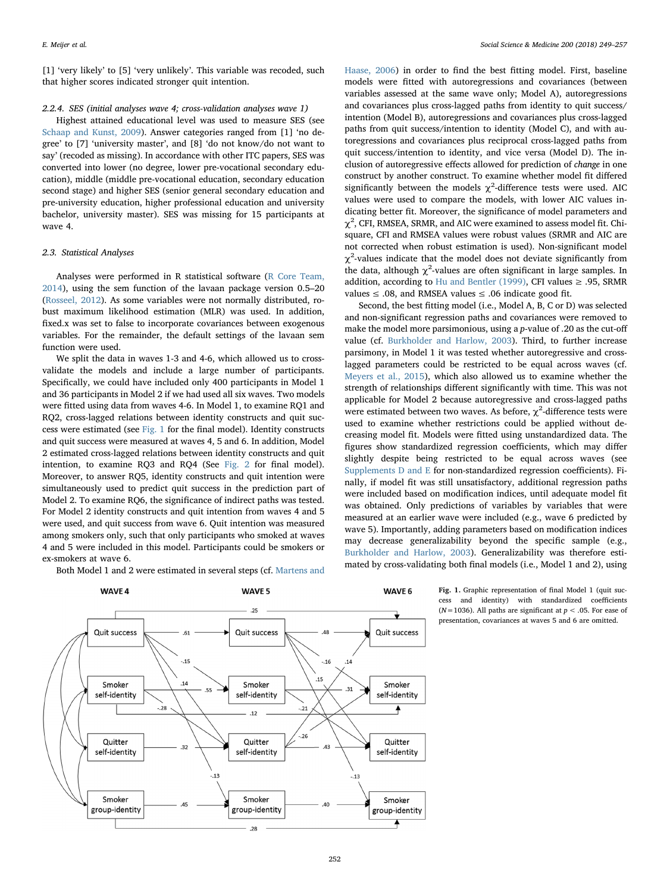[1] 'very likely' to [5] 'very unlikely'. This variable was recoded, such that higher scores indicated stronger quit intention.

#### 2.2.4. SES (initial analyses wave 4; cross-validation analyses wave 1)

Highest attained educational level was used to measure SES (see Schaap and Kunst, 2009). Answer categories ranged from [1] 'no degree' to [7] 'university master', and [8] 'do not know/do not want to say' (recoded as missing). In accordance with other ITC papers, SES was converted into lower (no degree, lower pre-vocational secondary education), middle (middle pre-vocational education, secondary education second stage) and higher SES (senior general secondary education and pre-university education, higher professional education and university bachelor, university master). SES was missing for 15 participants at wave 4.

### 2.3. Statistical Analyses

Analyses were performed in R statistical software (R Core Team, 2014), using the sem function of the lavaan package version 0.5–20 (Rosseel, 2012). As some variables were not normally distributed, robust maximum likelihood estimation (MLR) was used. In addition, fixed.x was set to false to incorporate covariances between exogenous variables. For the remainder, the default settings of the lavaan sem function were used.

We split the data in waves 1-3 and 4-6, which allowed us to cross-validate the models and include a large number of participants. Specifically, we could have included only 400 participants in Model 1 and 36 participants in Model 2 if we had used all six waves. Two models were fitted using data from waves 4-6. In Model 1, to examine RQ1 and RQ2, cross-lagged relations between identity constructs and quit success were estimated (see Fig. 1 for the final model). Identity constructs and quit success were measured at waves 4, 5 and 6. In addition, Model 2 estimated cross-lagged relations between identity constructs and quit intention, to examine RQ3 and RQ4 (See Fig. 2 for final model). Moreover, to answer RQ5, identity constructs and quit intention were simultaneously used to predict quit success in the prediction part of Model 2. To examine RQ6, the significance of indirect paths was tested. For Model 2 identity constructs and quit intention from waves 4 and 5 were used, and quit success from wave 6. Quit intention was measured among smokers only, such that only participants who smoked at waves 4 and 5 were included in this model. Participants could be smokers or ex-smokers at wave 6.

Both Model 1 and 2 were estimated in several steps (cf. Martens and Haase, 2006) in order to find the best fitting model. First, baseline models were fitted with autoregressions and covariances (between variables assessed at the same wave only; Model A), autoregressions and covariances plus cross-lagged paths from identity to quit success/intention (Model B), autoregressions and covariances plus cross-lagged paths from quit success/intention to identity (Model C), and with autoregressions and covariances plus reciprocal cross-lagged paths from quit success/intention to identity, and vice versa (Model D). The inclusion of autoregressive effects allowed for prediction of *change* in one construct by another construct. To examine whether model fit differed significantly between the models $\chi^2$-difference tests were used. AIC values were used to compare the models, with lower AIC values indicating better fit. Moreover, the significance of model parameters and $\chi^2$, CFI, RMSEA, SRMR, and AIC were examined to assess model fit. Chi-square, CFI and RMSEA values were robust values (SRMR and AIC are not corrected when robust estimation is used). Non-significant model $\chi^2$-values indicate that the model does not deviate significantly from the data, although $\chi^2$-values are often significant in large samples. In addition, according to Hu and Bentler (1999), CFI values ≥ .95, SRMR values ≤ .08, and RMSEA values ≤ .06 indicate good fit.

Second, the best fitting model (i.e., Model A, B, C or D) was selected and non-significant regression paths and covariances were removed to make the model more parsimonious, using a *p*-value of .20 as the cut-off value (cf. Burkholder and Harlow, 2003). Third, to further increase parsimony, in Model 1 it was tested whether autoregressive and cross-lagged parameters could be restricted to be equal across waves (cf. Meyers et al., 2015), which also allowed us to examine whether the strength of relationships different significantly with time. This was not applicable for Model 2 because autoregressive and cross-lagged paths were estimated between two waves. As before, $\chi^2$-difference tests were used to examine whether restrictions could be applied without decreasing model fit. Models were fitted using unstandardized data. The figures show standardized regression coefficients, which may differ slightly despite being restricted to be equal across waves (see Supplements D and E for non-standardized regression coefficients). Finally, if model fit was still unsatisfactory, additional regression paths were included based on modification indices, until adequate model fit was obtained. Only predictions of variables by variables that were measured at an earlier wave were included (e.g., wave 6 predicted by wave 5). Importantly, adding parameters based on modification indices may decrease generalizability beyond the specific sample (e.g., Burkholder and Harlow, 2003). Generalizability was therefore estimated by cross-validating both final models (i.e., Model 1 and 2), using

**Fig. 1.** Graphic representation of final Model 1 (quit success and identity) with standardized coefficients ($N = 1036$). All paths are significant at $p < .05$. For ease of presentation, covariances at waves 5 and 6 are omitted.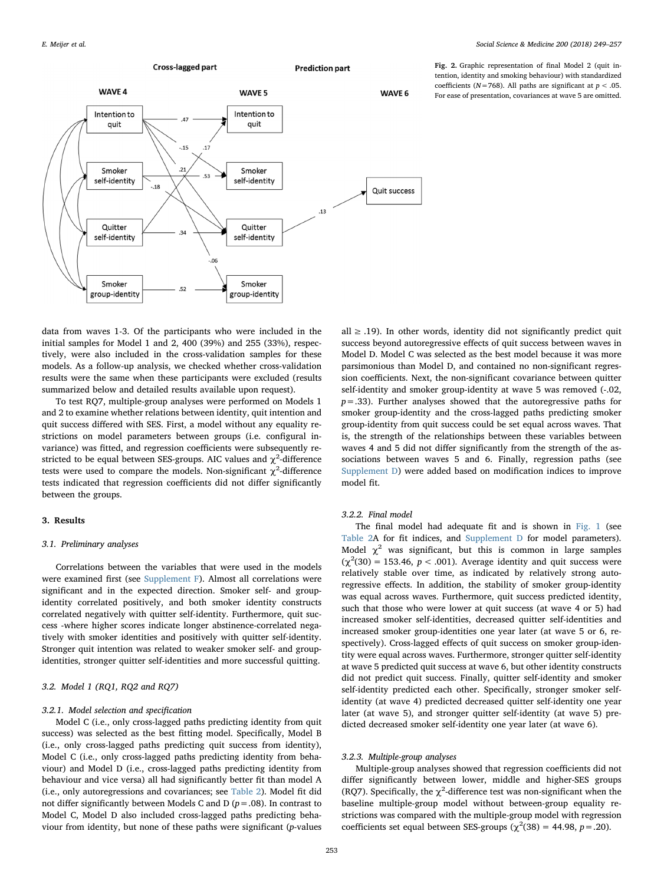Fig. 2. Graphic representation of final Model 2 (quit intention, identity and smoking behaviour) with standardized coefficients (N = 768). All paths are significant at $p < .05$. For ease of presentation, covariances at wave 5 are omitted.

data from waves 1-3. Of the participants who were included in the initial samples for Model 1 and 2, 400 (39%) and 255 (33%), respectively, were also included in the cross-validation samples for these models. As a follow-up analysis, we checked whether cross-validation results were the same when these participants were excluded (results summarized below and detailed results available upon request).

To test RQ7, multiple-group analyses were performed on Models 1 and 2 to examine whether relations between identity, quit intention and quit success differed with SES. First, a model without any equality restrictions on model parameters between groups (i.e. configural invariance) was fitted, and regression coefficients were subsequently restricted to be equal between SES-groups. AIC values and $\chi^2$-difference tests were used to compare the models. Non-significant $\chi^2$-difference tests indicated that regression coefficients did not differ significantly between the groups.

## 3. Results

### 3.1. Preliminary analyses

Correlations between the variables that were used in the models were examined first (see Supplement F). Almost all correlations were significant and in the expected direction. Smoker self- and group-identity correlated positively, and both smoker identity constructs correlated negatively with quitter self-identity. Furthermore, quit success -where higher scores indicate longer abstinence-correlated negatively with smoker identities and positively with quitter self-identity. Stronger quit intention was related to weaker smoker self- and group-identities, stronger quitter self-identities and more successful quitting.

### 3.2. Model 1 (RQ1, RQ2 and RQ7)

#### 3.2.1. Model selection and specification

Model C (i.e., only cross-lagged paths predicting identity from quit success) was selected as the best fitting model. Specifically, Model B (i.e., only cross-lagged paths predicting quit success from identity), Model C (i.e., only cross-lagged paths predicting identity from behaviour) and Model D (i.e., cross-lagged paths predicting identity from behaviour and vice versa) all had significantly better fit than model A (i.e., only autoregressions and covariances; see Table 2). Model fit did not differ significantly between Models C and D ($p = .08$). In contrast to Model C, Model D also included cross-lagged paths predicting behaviour from identity, but none of these paths were significant (p-values all ≥ .19). In other words, identity did not significantly predict quit success beyond autoregressive effects of quit success between waves in Model D. Model C was selected as the best model because it was more parsimonious than Model D, and contained no non-significant regression coefficients. Next, the non-significant covariance between quitter self-identity and smoker group-identity at wave 5 was removed (-.02, $p = .33$). Further analyses showed that the autoregressive paths for smoker group-identity and the cross-lagged paths predicting smoker group-identity from quit success could be set equal across waves. That is, the strength of the relationships between these variables between waves 4 and 5 did not differ significantly from the strength of the associations between waves 5 and 6. Finally, regression paths (see Supplement D) were added based on modification indices to improve model fit.

#### 3.2.2. Final model

The final model had adequate fit and is shown in Fig. 1 (see Table 2A for fit indices, and Supplement D for model parameters). Model $\chi^2$ was significant, but this is common in large samples ($\chi^2(30) = 153.46$, $p < .001$). Average identity and quit success were relatively stable over time, as indicated by relatively strong autoregressive effects. In addition, the stability of smoker group-identity was equal across waves. Furthermore, quit success predicted identity, such that those who were lower at quit success (at wave 4 or 5) had increased smoker self-identities, decreased quitter self-identities and increased smoker group-identities one year later (at wave 5 or 6, respectively). Cross-lagged effects of quit success on smoker group-identity were equal across waves. Furthermore, stronger quitter self-identity at wave 5 predicted quit success at wave 6, but other identity constructs did not predict quit success. Finally, quitter self-identity and smoker self-identity predicted each other. Specifically, stronger smoker self-identity (at wave 4) predicted decreased quitter self-identity one year later (at wave 5), and stronger quitter self-identity (at wave 5) predicted decreased smoker self-identity one year later (at wave 6).

#### 3.2.3. Multiple-group analyses

Multiple-group analyses showed that regression coefficients did not differ significantly between lower, middle and higher-SES groups (RQ7). Specifically, the $\chi^2$-difference test was non-significant when the baseline multiple-group model without between-group equality restrictions was compared with the multiple-group model with regression coefficients set equal between SES-groups ($\chi^2(38) = 44.98$, $p = .20$).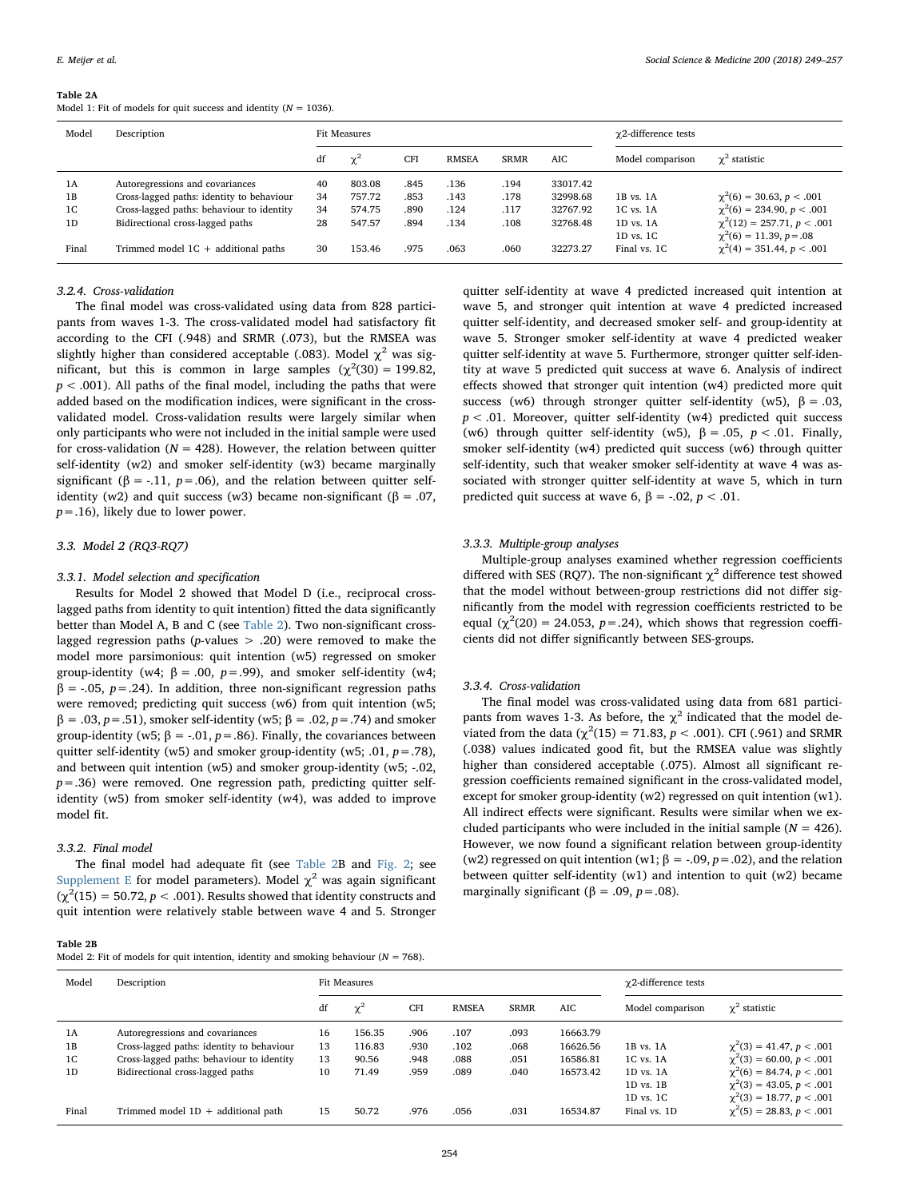**Table 2A**
Model 1: Fit of models for quit success and identity ($N$ = 1036).

| Model | Description | Fit Measures | | | | | | $\chi$2-difference tests | |
|---|---|---|---|---|---|---|---|---|---|
| | | df | $\chi^2$ | CFI | RMSEA | SRMR | AIC | Model comparison | $\chi^2$ statistic |
| 1A | Autoregressions and covariances | 40 | 803.08 | .845 | .136 | .194 | 33017.42 | | |
| 1B | Cross-lagged paths: identity to behaviour | 34 | 757.72 | .853 | .143 | .178 | 32998.68 | 1B vs. 1A | $\chi^2(6)$ = 30.63, $p$ < .001 |
| 1C | Cross-lagged paths: behaviour to identity | 34 | 574.75 | .890 | .124 | .117 | 32767.92 | 1C vs. 1A | $\chi^2(6)$ = 234.90, $p$ < .001 |
| 1D | Bidirectional cross-lagged paths | 28 | 547.57 | .894 | .134 | .108 | 32768.48 | 1D vs. 1A | $\chi^2(12)$ = 257.71, $p$ < .001 |
| | | | | | | | | 1D vs. 1C | $\chi^2(6)$ = 11.39, $p$ = .08 |
| Final | Trimmed model 1C + additional paths | 30 | 153.46 | .975 | .063 | .060 | 32273.27 | Final vs. 1C | $\chi^2(4)$ = 351.44, $p$ < .001 |

*3.2.4. Cross-validation*

The final model was cross-validated using data from 828 participants from waves 1-3. The cross-validated model had satisfactory fit according to the CFI (.948) and SRMR (.073), but the RMSEA was slightly higher than considered acceptable (.083). Model $\chi^2$ was significant, but this is common in large samples ($\chi^2(30)$ = 199.82, $p$ < .001). All paths of the final model, including the paths that were added based on the modification indices, were significant in the cross-validated model. Cross-validation results were largely similar when only participants who were not included in the initial sample were used for cross-validation ($N$ = 428). However, the relation between quitter self-identity (w2) and smoker self-identity (w3) became marginally significant (β = -.11, $p$ = .06), and the relation between quitter self-identity (w2) and quit success (w3) became non-significant (β = .07, $p$ = .16), likely due to lower power.

## 3.3. Model 2 (RQ3-RQ7)

*3.3.1. Model selection and specification*

Results for Model 2 showed that Model D (i.e., reciprocal cross-lagged paths from identity to quit intention) fitted the data significantly better than Model A, B and C (see Table 2). Two non-significant cross-lagged regression paths ($p$-values > .20) were removed to make the model more parsimonious: quit intention (w5) regressed on smoker group-identity (w4; β = .00, $p$ = .99), and smoker self-identity (w4; β = -.05, $p$ = .24). In addition, three non-significant regression paths were removed; predicting quit success (w6) from quit intention (w5; β = .03, $p$ = .51), smoker self-identity (w5; β = .02, $p$ = .74) and smoker group-identity (w5; β = -.01, $p$ = .86). Finally, the covariances between quitter self-identity (w5) and smoker group-identity (w5; .01, $p$ = .78), and between quit intention (w5) and smoker group-identity (w5; -.02, $p$ = .36) were removed. One regression path, predicting quitter self-identity (w5) from smoker self-identity (w4), was added to improve model fit.

*3.3.2. Final model*

The final model had adequate fit (see Table 2B and Fig. 2; see Supplement E for model parameters). Model $\chi^2$ was again significant ($\chi^2(15)$ = 50.72, $p$ < .001). Results showed that identity constructs and quit intention were relatively stable between wave 4 and 5. Stronger quitter self-identity at wave 4 predicted increased quit intention at wave 5, and stronger quit intention at wave 4 predicted increased quitter self-identity, and decreased smoker self- and group-identity at wave 5. Stronger smoker self-identity at wave 4 predicted weaker quitter self-identity at wave 5. Furthermore, stronger quitter self-identity at wave 5 predicted quit success at wave 6. Analysis of indirect effects showed that stronger quit intention (w4) predicted more quit success (w6) through stronger quitter self-identity (w5), β = .03, $p$ < .01. Moreover, quitter self-identity (w4) predicted quit success (w6) through quitter self-identity (w5), β = .05, $p$ < .01. Finally, smoker self-identity (w4) predicted quit success (w6) through quitter self-identity, such that weaker smoker self-identity at wave 4 was associated with stronger quitter self-identity at wave 5, which in turn predicted quit success at wave 6, β = -.02, $p$ < .01.

*3.3.3. Multiple-group analyses*

Multiple-group analyses examined whether regression coefficients differed with SES (RQ7). The non-significant $\chi^2$ difference test showed that the model without between-group restrictions did not differ significantly from the model with regression coefficients restricted to be equal ($\chi^2(20)$ = 24.053, $p$ = .24), which shows that regression coefficients did not differ significantly between SES-groups.

*3.3.4. Cross-validation*

The final model was cross-validated using data from 681 participants from waves 1-3. As before, the $\chi^2$ indicated that the model deviated from the data ($\chi^2(15)$ = 71.83, $p$ < .001). CFI (.961) and SRMR (.038) values indicated good fit, but the RMSEA value was slightly higher than considered acceptable (.075). Almost all significant regression coefficients remained significant in the cross-validated model, except for smoker group-identity (w2) regressed on quit intention (w1). All indirect effects were significant. Results were similar when we excluded participants who were included in the initial sample ($N$ = 426). However, we now found a significant relation between group-identity (w2) regressed on quit intention (w1; β = -.09, $p$ = .02), and the relation between quitter self-identity (w1) and intention to quit (w2) became marginally significant (β = .09, $p$ = .08).

**Table 2B**
Model 2: Fit of models for quit intention, identity and smoking behaviour ($N$ = 768).

| Model | Description | Fit Measures | | | | | | $\chi$2-difference tests | |
|---|---|---|---|---|---|---|---|---|---|
| | | df | $\chi^2$ | CFI | RMSEA | SRMR | AIC | Model comparison | $\chi^2$ statistic |
| 1A | Autoregressions and covariances | 16 | 156.35 | .906 | .107 | .093 | 16663.79 | | |
| 1B | Cross-lagged paths: identity to behaviour | 13 | 116.83 | .930 | .102 | .068 | 16626.56 | 1B vs. 1A | $\chi^2(3)$ = 41.47, $p$ < .001 |
| 1C | Cross-lagged paths: behaviour to identity | 13 | 90.56 | .948 | .088 | .051 | 16586.81 | 1C vs. 1A | $\chi^2(3)$ = 60.00, $p$ < .001 |
| 1D | Bidirectional cross-lagged paths | 10 | 71.49 | .959 | .089 | .040 | 16573.42 | 1D vs. 1A | $\chi^2(6)$ = 84.74, $p$ < .001 |
| | | | | | | | | 1D vs. 1B | $\chi^2(3)$ = 43.05, $p$ < .001 |
| | | | | | | | | 1D vs. 1C | $\chi^2(3)$ = 18.77, $p$ < .001 |
| Final | Trimmed model 1D + additional path | 15 | 50.72 | .976 | .056 | .031 | 16534.87 | Final vs. 1D | $\chi^2(5)$ = 28.83, $p$ < .001 |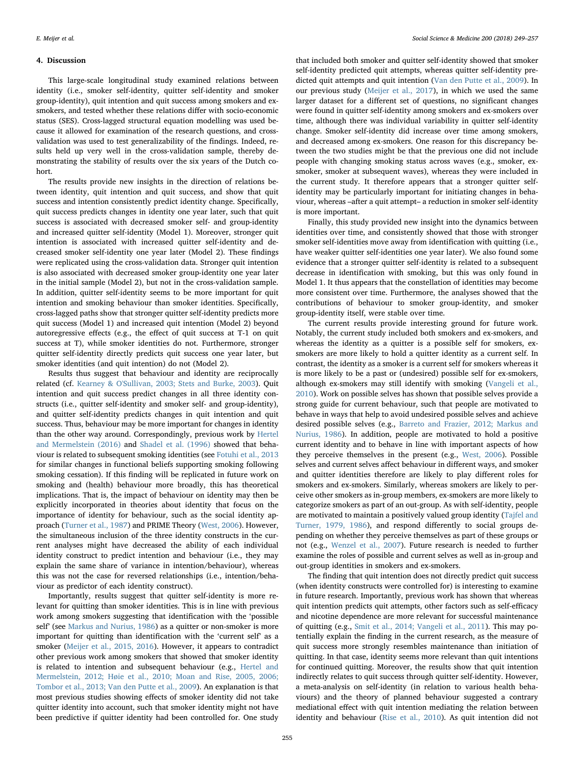## 4. Discussion

This large-scale longitudinal study examined relations between identity (i.e., smoker self-identity, quitter self-identity and smoker group-identity), quit intention and quit success among smokers and ex-smokers, and tested whether these relations differ with socio-economic status (SES). Cross-lagged structural equation modelling was used because it allowed for examination of the research questions, and cross-validation was used to test generalizability of the findings. Indeed, results held up very well in the cross-validation sample, thereby demonstrating the stability of results over the six years of the Dutch cohort.

The results provide new insights in the direction of relations between identity, quit intention and quit success, and show that quit success and intention consistently predict identity change. Specifically, quit success predicts changes in identity one year later, such that quit success is associated with decreased smoker self- and group-identity and increased quitter self-identity (Model 1). Moreover, stronger quit intention is associated with increased quitter self-identity and decreased smoker self-identity one year later (Model 2). These findings were replicated using the cross-validation data. Stronger quit intention is also associated with decreased smoker group-identity one year later in the initial sample (Model 2), but not in the cross-validation sample. In addition, quitter self-identity seems to be more important for quit intention and smoking behaviour than smoker identities. Specifically, cross-lagged paths show that stronger quitter self-identity predicts more quit success (Model 1) and increased quit intention (Model 2) beyond autoregressive effects (e.g., the effect of quit success at T-1 on quit success at T), while smoker identities do not. Furthermore, stronger quitter self-identity directly predicts quit success one year later, but smoker identities (and quit intention) do not (Model 2).

Results thus suggest that behaviour and identity are reciprocally related (cf. Kearney & O'Sullivan, 2003; Stets and Burke, 2003). Quit intention and quit success predict changes in all three identity constructs (i.e., quitter self-identity and smoker self- and group-identity), and quitter self-identity predicts changes in quit intention and quit success. Thus, behaviour may be more important for changes in identity than the other way around. Correspondingly, previous work by Hertel and Mermelstein (2016) and Shadel et al. (1996) showed that behaviour is related to subsequent smoking identities (see Fotuhi et al., 2013 for similar changes in functional beliefs supporting smoking following smoking cessation). If this finding will be replicated in future work on smoking and (health) behaviour more broadly, this has theoretical implications. That is, the impact of behaviour on identity may then be explicitly incorporated in theories about identity that focus on the importance of identity for behaviour, such as the social identity approach (Turner et al., 1987) and PRIME Theory (West, 2006). However, the simultaneous inclusion of the three identity constructs in the current analyses might have decreased the ability of each individual identity construct to predict intention and behaviour (i.e., they may explain the same share of variance in intention/behaviour), whereas this was not the case for reversed relationships (i.e., intention/behaviour as predictor of each identity construct).

Importantly, results suggest that quitter self-identity is more relevant for quitting than smoker identities. This is in line with previous work among smokers suggesting that identification with the 'possible self' (see Markus and Nurius, 1986) as a quitter or non-smoker is more important for quitting than identification with the 'current self' as a smoker (Meijer et al., 2015, 2016). However, it appears to contradict other previous work among smokers that showed that smoker identity is related to intention and subsequent behaviour (e.g., Hertel and Mermelstein, 2012; Høie et al., 2010; Moan and Rise, 2005, 2006; Tombor et al., 2013; Van den Putte et al., 2009). An explanation is that most previous studies showing effects of smoker identity did not take quitter identity into account, such that smoker identity might not have been predictive if quitter identity had been controlled for. One study that included both smoker and quitter self-identity showed that smoker self-identity predicted quit attempts, whereas quitter self-identity predicted quit attempts and quit intention (Van den Putte et al., 2009). In our previous study (Meijer et al., 2017), in which we used the same larger dataset for a different set of questions, no significant changes were found in quitter self-identity among smokers and ex-smokers over time, although there was individual variability in quitter self-identity change. Smoker self-identity did increase over time among smokers, and decreased among ex-smokers. One reason for this discrepancy between the two studies might be that the previous one did not include people with changing smoking status across waves (e.g., smoker, ex-smoker, smoker at subsequent waves), whereas they were included in the current study. It therefore appears that a stronger quitter self-identity may be particularly important for initiating changes in behaviour, whereas –after a quit attempt– a reduction in smoker self-identity is more important.

Finally, this study provided new insight into the dynamics between identities over time, and consistently showed that those with stronger smoker self-identities move away from identification with quitting (i.e., have weaker quitter self-identities one year later). We also found some evidence that a stronger quitter self-identity is related to a subsequent decrease in identification with smoking, but this was only found in Model 1. It thus appears that the constellation of identities may become more consistent over time. Furthermore, the analyses showed that the contributions of behaviour to smoker group-identity, and smoker group-identity itself, were stable over time.

The current results provide interesting ground for future work. Notably, the current study included both smokers and ex-smokers, and whereas the identity as a quitter is a possible self for smokers, ex-smokers are more likely to hold a quitter identity as a current self. In contrast, the identity as a smoker is a current self for smokers whereas it is more likely to be a past or (undesired) possible self for ex-smokers, although ex-smokers may still identify with smoking (Vangeli et al., 2010). Work on possible selves has shown that possible selves provide a strong guide for current behaviour, such that people are motivated to behave in ways that help to avoid undesired possible selves and achieve desired possible selves (e.g., Barreto and Frazier, 2012; Markus and Nurius, 1986). In addition, people are motivated to hold a positive current identity and to behave in line with important aspects of how they perceive themselves in the present (e.g., West, 2006). Possible selves and current selves affect behaviour in different ways, and smoker and quitter identities therefore are likely to play different roles for smokers and ex-smokers. Similarly, whereas smokers are likely to perceive other smokers as in-group members, ex-smokers are more likely to categorize smokers as part of an out-group. As with self-identity, people are motivated to maintain a positively valued group identity (Tajfel and Turner, 1979, 1986), and respond differently to social groups depending on whether they perceive themselves as part of these groups or not (e.g., Wenzel et al., 2007). Future research is needed to further examine the roles of possible and current selves as well as in-group and out-group identities in smokers and ex-smokers.

The finding that quit intention does not directly predict quit success (when identity constructs were controlled for) is interesting to examine in future research. Importantly, previous work has shown that whereas quit intention predicts quit attempts, other factors such as self-efficacy and nicotine dependence are more relevant for successful maintenance of quitting (e.g., Smit et al., 2014; Vangeli et al., 2011). This may potentially explain the finding in the current research, as the measure of quit success more strongly resembles maintenance than initiation of quitting. In that case, identity seems more relevant than quit intentions for continued quitting. Moreover, the results show that quit intention indirectly relates to quit success through quitter self-identity. However, a meta-analysis on self-identity (in relation to various health behaviours) and the theory of planned behaviour suggested a contrary mediational effect with quit intention mediating the relation between identity and behaviour (Rise et al., 2010). As quit intention did not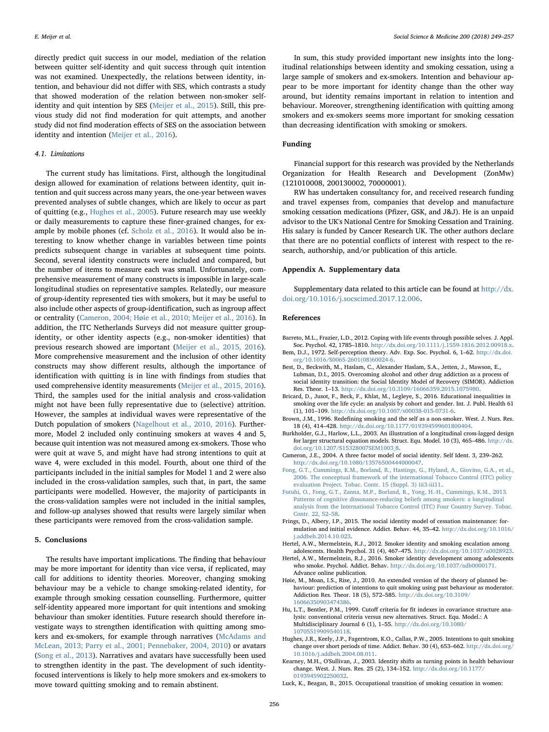directly predict quit success in our model, mediation of the relation between quitter self-identity and quit success through quit intention was not examined. Unexpectedly, the relations between identity, intention, and behaviour did not differ with SES, which contrasts a study that showed moderation of the relation between non-smoker self-identity and quit intention by SES (Meijer et al., 2015). Still, this previous study did not find moderation for quit attempts, and another study did not find moderation effects of SES on the association between identity and intention (Meijer et al., 2016).

### 4.1. Limitations

The current study has limitations. First, although the longitudinal design allowed for examination of relations between identity, quit intention and quit success across many years, the one-year between waves prevented analyses of subtle changes, which are likely to occur as part of quitting (e.g., Hughes et al., 2005). Future research may use weekly or daily measurements to capture these finer-grained changes, for example by mobile phones (cf. Scholz et al., 2016). It would also be interesting to know whether change in variables between time points predicts subsequent change in variables at subsequent time points. Second, several identity constructs were included and compared, but the number of items to measure each was small. Unfortunately, comprehensive measurement of many constructs is impossible in large-scale longitudinal studies on representative samples. Relatedly, our measure of group-identity represented ties with smokers, but it may be useful to also include other aspects of group-identification, such as ingroup affect or centrality (Cameron, 2004; Høie et al., 2010; Meijer et al., 2016). In addition, the ITC Netherlands Surveys did not measure quitter group-identity, or other identity aspects (e.g., non-smoker identities) that previous research showed are important (Meijer et al., 2015, 2016). More comprehensive measurement and the inclusion of other identity constructs may show different results, although the importance of identification with quitting is in line with findings from studies that used comprehensive identity measurements (Meijer et al., 2015, 2016). Third, the samples used for the initial analysis and cross-validation might not have been fully representative due to (selective) attrition. However, the samples at individual waves were representative of the Dutch population of smokers (Nagelhout et al., 2010, 2016). Furthermore, Model 2 included only continuing smokers at waves 4 and 5, because quit intention was not measured among ex-smokers. Those who were quit at wave 5, and might have had strong intentions to quit at wave 4, were excluded in this model. Fourth, about one third of the participants included in the initial samples for Model 1 and 2 were also included in the cross-validation samples, such that, in part, the same participants were modelled. However, the majority of participants in the cross-validation samples were not included in the initial samples, and follow-up analyses showed that results were largely similar when these participants were removed from the cross-validation sample.

## 5. Conclusions

The results have important implications. The finding that behaviour may be more important for identity than vice versa, if replicated, may call for additions to identity theories. Moreover, changing smoking behaviour may be a vehicle to change smoking-related identity, for example through smoking cessation counselling. Furthermore, quitter self-identity appeared more important for quit intentions and smoking behaviour than smoker identities. Future research should therefore investigate ways to strengthen identification with quitting among smokers and ex-smokers, for example through narratives (McAdams and McLean, 2013; Parry et al., 2001; Pennebaker, 2004, 2010) or avatars (Song et al., 2013). Narratives and avatars have successfully been used to strengthen identity in the past. The development of such identity-focused interventions is likely to help more smokers and ex-smokers to move toward quitting smoking and to remain abstinent.

In sum, this study provided important new insights into the longitudinal relationships between identity and smoking cessation, using a large sample of smokers and ex-smokers. Intention and behaviour appear to be more important for identity change than the other way around, but identity remains important in relation to intention and behaviour. Moreover, strengthening identification with quitting among smokers and ex-smokers seems more important for smoking cessation than decreasing identification with smoking or smokers.

## Funding

Financial support for this research was provided by the Netherlands Organization for Health Research and Development (ZonMw) (121010008, 200130002, 70000001).

RW has undertaken consultancy for, and received research funding and travel expenses from, companies that develop and manufacture smoking cessation medications (Pfizer, GSK, and J&J). He is an unpaid advisor to the UK's National Centre for Smoking Cessation and Training. His salary is funded by Cancer Research UK. The other authors declare that there are no potential conflicts of interest with respect to the research, authorship, and/or publication of this article.

## Appendix A. Supplementary data

Supplementary data related to this article can be found at http://dx.doi.org/10.1016/j.socscimed.2017.12.006.

## References

Barreto, M.L., Frazier, L.D., 2012. Coping with life events through possible selves. J. Appl. Soc. Psychol. 42, 1785–1810. http://dx.doi.org/10.1111/j.1559-1816.2012.00918.x.

Bem, D.J., 1972. Self-perception theory. Adv. Exp. Soc. Psychol. 6, 1–62. http://dx.doi.org/10.1016/S0065-2601(08)60024-6.

Best, D., Beckwith, M., Haslam, C., Alexander Haslam, S.A., Jetten, J., Mawson, E., Lubman, D.I., 2015. Overcoming alcohol and other drug addiction as a process of social identity transition: the Social Identity Model of Recovery (SIMOR). Addiction Res. Theor. 1–13. http://dx.doi.org/10.3109/16066359.2015.1075980.

Bricard, D., Jusot, F., Beck, F., Khlat, M., Legleye, S., 2016. Educational inequalities in smoking over the life cycle: an analysis by cohort and gender. Int. J. Publ. Health 61 (1), 101–109. http://dx.doi.org/10.1007/s00038-015-0731-6.

Brown, J.M., 1996. Redefining smoking and the self as a non-smoker. West. J. Nurs. Res. 18 (4), 414–428. http://dx.doi.org/10.1177/019394599601800404.

Burkholder, G.J., Harlow, L.L., 2003. An illustration of a longitudinal cross-lagged design for larger structural equation models. Struct. Equ. Model. 10 (3), 465–486. http://dx.doi.org/10.1207/S15328007SEM1003_8.

Cameron, J.E., 2004. A three factor model of social identity. Self Ident. 3, 239–262. http://dx.doi.org/10.1080/13576500444000047.

Fong, G.T., Cummings, K.M., Borland, R., Hastings, G., Hyland, A., Giovino, G.A., et al., 2006. The conceptual framework of the international Tobacco Control (ITC) policy evaluation Project. Tobac. Contr. 15 (Suppl. 3) iii3-iii11.

Fotuhi, O., Fong, G.T., Zanna, M.P., Borland, R., Yong, H.-H., Cummings, K.M., 2013. Patterns of cognitive dissonance-reducing beliefs among smokers: a longitudinal analysis from the International Tobacco Control (ITC) Four Country Survey. Tobac. Contr. 22, 52–58.

Frings, D., Albery, I.P., 2015. The social identity model of cessation maintenance: formulation and initial evidence. Addict. Behav. 44, 35–42. http://dx.doi.org/10.1016/j.addbeh.2014.10.023.

Hertel, A.W., Mermelstein, R.J., 2012. Smoker identity and smoking escalation among adolescents. Health Psychol. 31 (4), 467–475. http://dx.doi.org/10.1037/a0028923.

Hertel, A.W., Mermelstein, R.J., 2016. Smoker identity development among adolescents who smoke. Psychol. Addict. Behav. http://dx.doi.org/10.1037/adb0000171. Advance online publication.

Høie, M., Moan, I.S., Rise, J., 2010. An extended version of the theory of planned behaviour: prediction of intentions to quit smoking using past behaviour as moderator. Addiction Res. Theor. 18 (5), 572–585. http://dx.doi.org/10.3109/16066350903474386.

Hu, L.T., Bentler, P.M., 1999. Cutoff criteria for fit indexes in covariance structure analysis: conventional criteria versus new alternatives. Struct. Equ. Model.: A Multidisciplinary Journal 6 (1), 1–55. http://dx.doi.org/10.1080/10705519909540118.

Hughes, J.R., Keely, J.P., Fagerstrom, K.O., Callas, P.W., 2005. Intentions to quit smoking change over short periods of time. Addict. Behav. 30 (4), 653–662. http://dx.doi.org/10.1016/j.addbeh.2004.08.011.

Kearney, M.H., O'Sullivan, J., 2003. Identity shifts as turning points in health behaviour change. West. J. Nurs. Res. 25 (2), 134–152. http://dx.doi.org/10.1177/0193945902250032.

Luck, K., Beagan, B., 2015. Occupational transition of smoking cessation in women: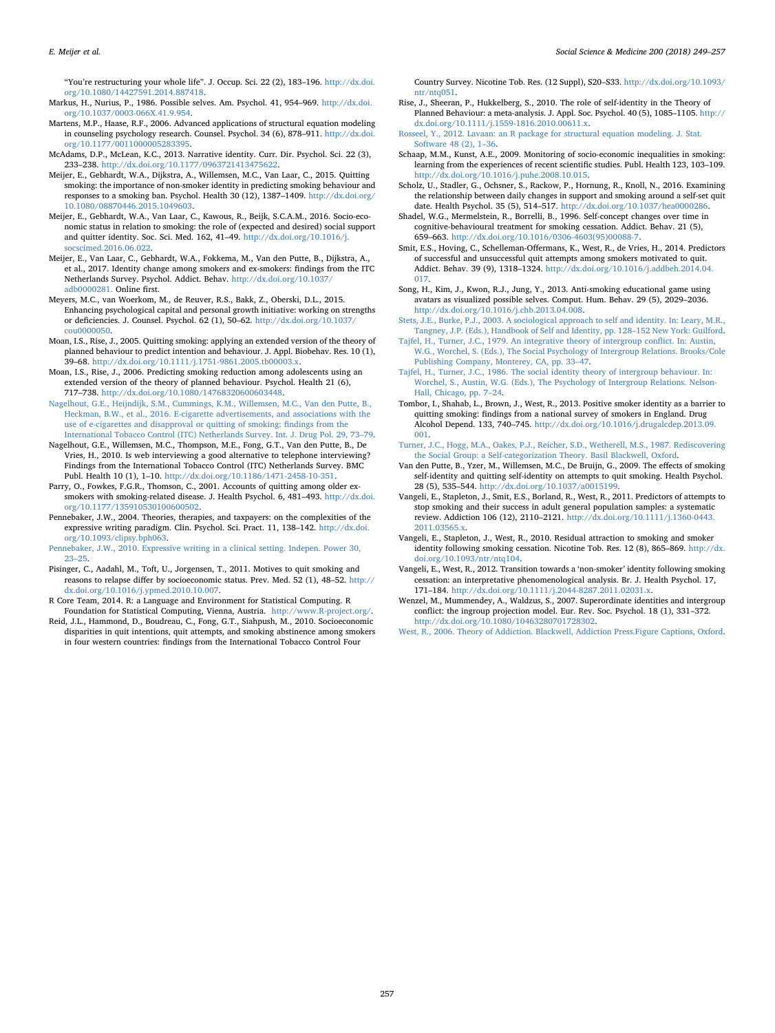"You're restructuring your whole life". J. Occup. Sci. 22 (2), 183–196. http://dx.doi.org/10.1080/14427591.2014.887418.

Markus, H., Nurius, P., 1986. Possible selves. Am. Psychol. 41, 954–969. http://dx.doi.org/10.1037/0003-066X.41.9.954.

Martens, M.P., Haase, R.F., 2006. Advanced applications of structural equation modeling in counseling psychology research. Counsel. Psychol. 34 (6), 878–911. http://dx.doi.org/10.1177/0011000005283395.

McAdams, D.P., McLean, K.C., 2013. Narrative identity. Curr. Dir. Psychol. Sci. 22 (3), 233–238. http://dx.doi.org/10.1177/0963721413475622.

Meijer, E., Gebhardt, W.A., Dijkstra, A., Willemsen, M.C., Van Laar, C., 2015. Quitting smoking: the importance of non-smoker identity in predicting smoking behaviour and responses to a smoking ban. Psychol. Health 30 (12), 1387–1409. http://dx.doi.org/10.1080/08870446.2015.1049603.

Meijer, E., Gebhardt, W.A., Van Laar, C., Kawous, R., Beijk, S.C.A.M., 2016. Socio-economic status in relation to smoking: the role of (expected and desired) social support and quitter identity. Soc. Sci. Med. 162, 41–49. http://dx.doi.org/10.1016/j.socscimed.2016.06.022.

Meijer, E., Van Laar, C., Gebhardt, W.A., Fokkema, M., Van den Putte, B., Dijkstra, A., et al., 2017. Identity change among smokers and ex-smokers: findings from the ITC Netherlands Survey. Psychol. Addict. Behav. http://dx.doi.org/10.1037/adb0000281. Online first.

Meyers, M.C., van Woerkom, M., de Reuver, R.S., Bakk, Z., Oberski, D.L., 2015. Enhancing psychological capital and personal growth initiative: working on strengths or deficiencies. J. Counsel. Psychol. 62 (1), 50–62. http://dx.doi.org/10.1037/cou0000050.

Moan, I.S., Rise, J., 2005. Quitting smoking: applying an extended version of the theory of planned behaviour to predict intention and behaviour. J. Appl. Biobehav. Res. 10 (1), 39–68. http://dx.doi.org/10.1111/j.1751-9861.2005.tb00003.x.

Moan, I.S., Rise, J., 2006. Predicting smoking reduction among adolescents using an extended version of the theory of planned behaviour. Psychol. Health 21 (6), 717–738. http://dx.doi.org/10.1080/14768320600603448.

Nagelhout, G.E., Heijndijk, S.M., Cummings, K.M., Willemsen, M.C., Van den Putte, B., Heckman, B.W., et al., 2016. E-cigarette advertisements, and associations with the use of e-cigarettes and disapproval or quitting of smoking: findings from the International Tobacco Control (ITC) Netherlands Survey. Int. J. Drug Pol. 29, 73–79.

Nagelhout, G.E., Willemsen, M.C., Thompson, M.E., Fong, G.T., Van den Putte, B., De Vries, H., 2010. Is web interviewing a good alternative to telephone interviewing? Findings from the International Tobacco Control (ITC) Netherlands Survey. BMC Publ. Health 10 (1), 1–10. http://dx.doi.org/10.1186/1471-2458-10-351.

Parry, O., Fowkes, F.G.R., Thomson, C., 2001. Accounts of quitting among older ex-smokers with smoking-related disease. J. Health Psychol. 6, 481–493. http://dx.doi.org/10.1177/135910530100600502.

Pennebaker, J.W., 2004. Theories, therapies, and taxpayers: on the complexities of the expressive writing paradigm. Clin. Psychol. Sci. Pract. 11, 138–142. http://dx.doi.org/10.1093/clipsy.bph063.

Pennebaker, J.W., 2010. Expressive writing in a clinical setting. Indepen. Power 30, 23–25.

Pisinger, C., Aadahl, M., Toft, U., Jorgensen, T., 2011. Motives to quit smoking and reasons to relapse differ by socioeconomic status. Prev. Med. 52 (1), 48–52. http://dx.doi.org/10.1016/j.ypmed.2010.10.007.

R Core Team, 2014. R: a Language and Environment for Statistical Computing. R Foundation for Statistical Computing, Vienna, Austria. http://www.R-project.org/.

Reid, J.L., Hammond, D., Boudreau, C., Fong, G.T., Siahpush, M., 2010. Socioeconomic disparities in quit intentions, quit attempts, and smoking abstinence among smokers in four western countries: findings from the International Tobacco Control Four Country Survey. Nicotine Tob. Res. (12 Suppl), S20–S33. http://dx.doi.org/10.1093/ntr/ntq051.

Rise, J., Sheeran, P., Hukkelberg, S., 2010. The role of self-identity in the Theory of Planned Behaviour: a meta-analysis. J. Appl. Soc. Psychol. 40 (5), 1085–1105. http://dx.doi.org/10.1111/j.1559-1816.2010.00611.x.

Rosseel, Y., 2012. Lavaan: an R package for structural equation modeling. J. Stat. Software 48 (2), 1–36.

Schaap, M.M., Kunst, A.E., 2009. Monitoring of socio-economic inequalities in smoking: learning from the experiences of recent scientific studies. Publ. Health 123, 103–109. http://dx.doi.org/10.1016/j.puhe.2008.10.015.

Scholz, U., Stadler, G., Ochsner, S., Rackow, P., Hornung, R., Knoll, N., 2016. Examining the relationship between daily changes in support and smoking around a self-set quit date. Health Psychol. 35 (5), 514–517. http://dx.doi.org/10.1037/hea0000286.

Shadel, W.G., Mermelstein, R., Borrelli, B., 1996. Self-concept changes over time in cognitive-behavioural treatment for smoking cessation. Addict. Behav. 21 (5), 659–663. http://dx.doi.org/10.1016/0306-4603(95)00088-7.

Smit, E.S., Hoving, C., Schelleman-Offermans, K., West, R., de Vries, H., 2014. Predictors of successful and unsuccessful quit attempts among smokers motivated to quit. Addict. Behav. 39 (9), 1318–1324. http://dx.doi.org/10.1016/j.addbeh.2014.04.017.

Song, H., Kim, J., Kwon, R.J., Jung, Y., 2013. Anti-smoking educational game using avatars as visualized possible selves. Comput. Hum. Behav. 29 (5), 2029–2036. http://dx.doi.org/10.1016/j.chb.2013.04.008.

Stets, J.E., Burke, P.J., 2003. A sociological approach to self and identity. In: Leary, M.R., Tangney, J.P. (Eds.), Handbook of Self and Identity, pp. 128–152 New York: Guilford.

Tajfel, H., Turner, J.C., 1979. An integrative theory of intergroup conflict. In: Austin, W.G., Worchel, S. (Eds.), The Social Psychology of Intergroup Relations. Brooks/Cole Publishing Company, Monterey, CA, pp. 33–47.

Tajfel, H., Turner, J.C., 1986. The social identity theory of intergroup behaviour. In: Worchel, S., Austin, W.G. (Eds.), The Psychology of Intergroup Relations. Nelson-Hall, Chicago, pp. 7–24.

Tombor, I., Shahab, L., Brown, J., West, R., 2013. Positive smoker identity as a barrier to quitting smoking: findings from a national survey of smokers in England. Drug Alcohol Depend. 133, 740–745. http://dx.doi.org/10.1016/j.drugalcdep.2013.09.001.

Turner, J.C., Hogg, M.A., Oakes, P.J., Reicher, S.D., Wetherell, M.S., 1987. Rediscovering the Social Group: a Self-categorization Theory. Basil Blackwell, Oxford.

Van den Putte, B., Yzer, M., Willemsen, M.C., De Bruijn, G., 2009. The effects of smoking self-identity and quitting self-identity on attempts to quit smoking. Health Psychol. 28 (5), 535–544. http://dx.doi.org/10.1037/a0015199.

Vangeli, E., Stapleton, J., Smit, E.S., Borland, R., West, R., 2011. Predictors of attempts to stop smoking and their success in adult general population samples: a systematic review. Addiction 106 (12), 2110–2121. http://dx.doi.org/10.1111/j.1360-0443.2011.03565.x.

Vangeli, E., Stapleton, J., West, R., 2010. Residual attraction to smoking and smoker identity following smoking cessation. Nicotine Tob. Res. 12 (8), 865–869. http://dx.doi.org/10.1093/ntr/ntq104.

Vangeli, E., West, R., 2012. Transition towards a 'non-smoker' identity following smoking cessation: an interpretative phenomenological analysis. Br. J. Health Psychol. 17, 171–184. http://dx.doi.org/10.1111/j.2044-8287.2011.02031.x.

Wenzel, M., Mummendey, A., Waldzus, S., 2007. Superordinate identities and intergroup conflict: the ingroup projection model. Eur. Rev. Soc. Psychol. 18 (1), 331–372. http://dx.doi.org/10.1080/10463280701728302.

West, R., 2006. Theory of Addiction. Blackwell, Addiction Press.Figure Captions, Oxford.